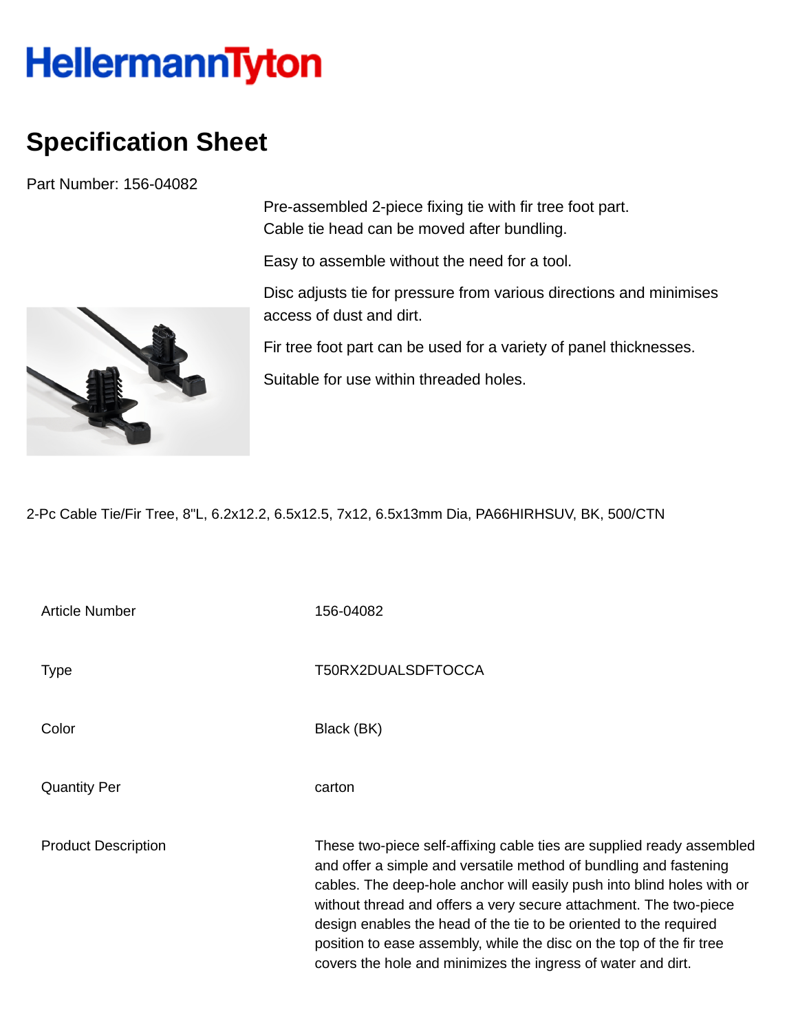HellermannTyton

# Specification Sheet

Part Number: 156-04082

Pre-assembled 2-piece fixing tie with fir tree foot part.
Cable tie head can be moved after bundling.

Easy to assemble without the need for a tool.

Disc adjusts tie for pressure from various directions and minimises access of dust and dirt.

Fir tree foot part can be used for a variety of panel thicknesses.

Suitable for use within threaded holes.

2-Pc Cable Tie/Fir Tree, 8"L, 6.2x12.2, 6.5x12.5, 7x12, 6.5x13mm Dia, PA66HIRHSUV, BK, 500/CTN

| | |
|---|---|
| Article Number | 156-04082 |
| Type | T50RX2DUALSDFTOCCA |
| Color | Black (BK) |
| Quantity Per | carton |
| Product Description | These two-piece self-affixing cable ties are supplied ready assembled and offer a simple and versatile method of bundling and fastening cables. The deep-hole anchor will easily push into blind holes with or without thread and offers a very secure attachment. The two-piece design enables the head of the tie to be oriented to the required position to ease assembly, while the disc on the top of the fir tree covers the hole and minimizes the ingress of water and dirt. |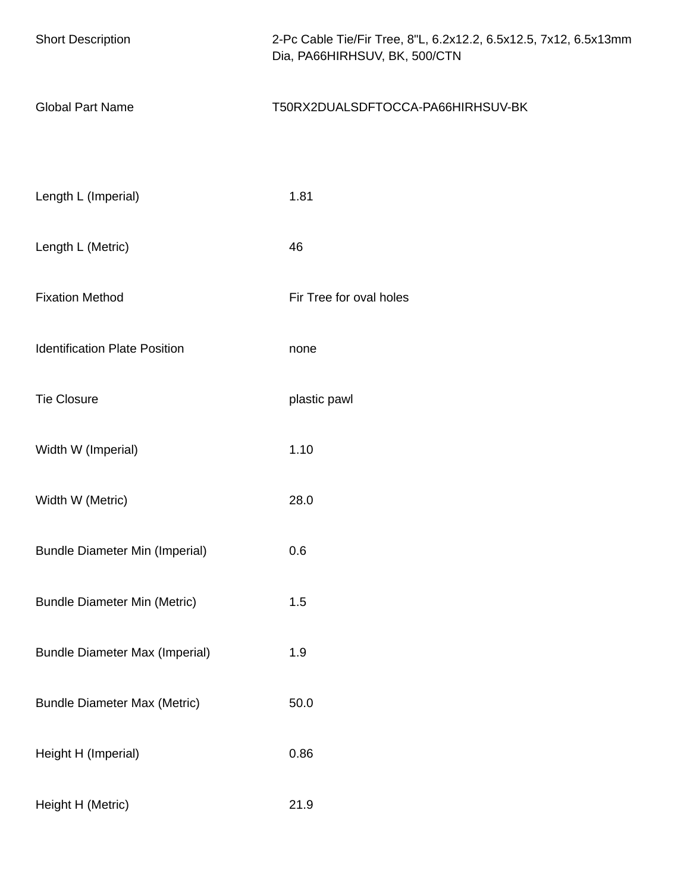| | |
|---|---|
| Short Description | 2-Pc Cable Tie/Fir Tree, 8"L, 6.2x12.2, 6.5x12.5, 7x12, 6.5x13mm Dia, PA66HIRHSUV, BK, 500/CTN |
| Global Part Name | T50RX2DUALSDFTOCCA-PA66HIRHSUV-BK |

| | |
|---|---|
| Length L (Imperial) | 1.81 |
| Length L (Metric) | 46 |
| Fixation Method | Fir Tree for oval holes |
| Identification Plate Position | none |
| Tie Closure | plastic pawl |
| Width W (Imperial) | 1.10 |
| Width W (Metric) | 28.0 |
| Bundle Diameter Min (Imperial) | 0.6 |
| Bundle Diameter Min (Metric) | 1.5 |
| Bundle Diameter Max (Imperial) | 1.9 |
| Bundle Diameter Max (Metric) | 50.0 |
| Height H (Imperial) | 0.86 |
| Height H (Metric) | 21.9 |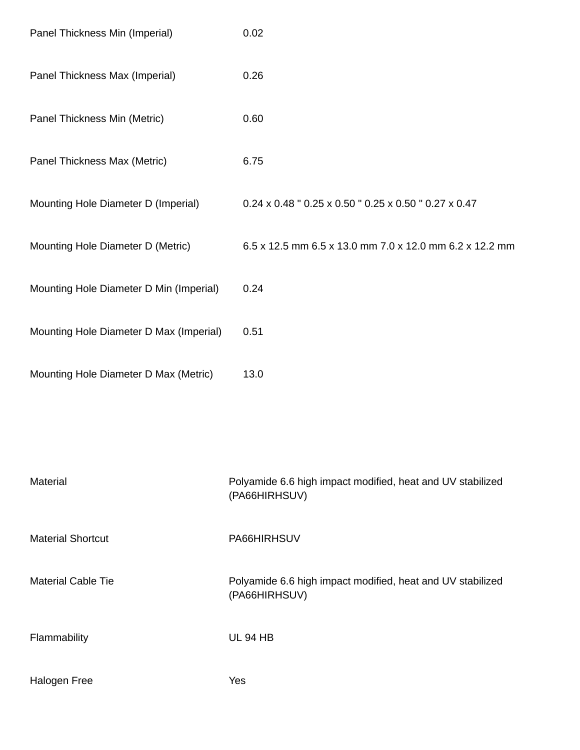| | |
|---|---|
| Panel Thickness Min (Imperial) | 0.02 |
| Panel Thickness Max (Imperial) | 0.26 |
| Panel Thickness Min (Metric) | 0.60 |
| Panel Thickness Max (Metric) | 6.75 |
| Mounting Hole Diameter D (Imperial) | 0.24 x 0.48 " 0.25 x 0.50 " 0.25 x 0.50 " 0.27 x 0.47 |
| Mounting Hole Diameter D (Metric) | 6.5 x 12.5 mm 6.5 x 13.0 mm 7.0 x 12.0 mm 6.2 x 12.2 mm |
| Mounting Hole Diameter D Min (Imperial) | 0.24 |
| Mounting Hole Diameter D Max (Imperial) | 0.51 |
| Mounting Hole Diameter D Max (Metric) | 13.0 |

| | |
|---|---|
| Material | Polyamide 6.6 high impact modified, heat and UV stabilized (PA66HIRHSUV) |
| Material Shortcut | PA66HIRHSUV |
| Material Cable Tie | Polyamide 6.6 high impact modified, heat and UV stabilized (PA66HIRHSUV) |
| Flammability | UL 94 HB |
| Halogen Free | Yes |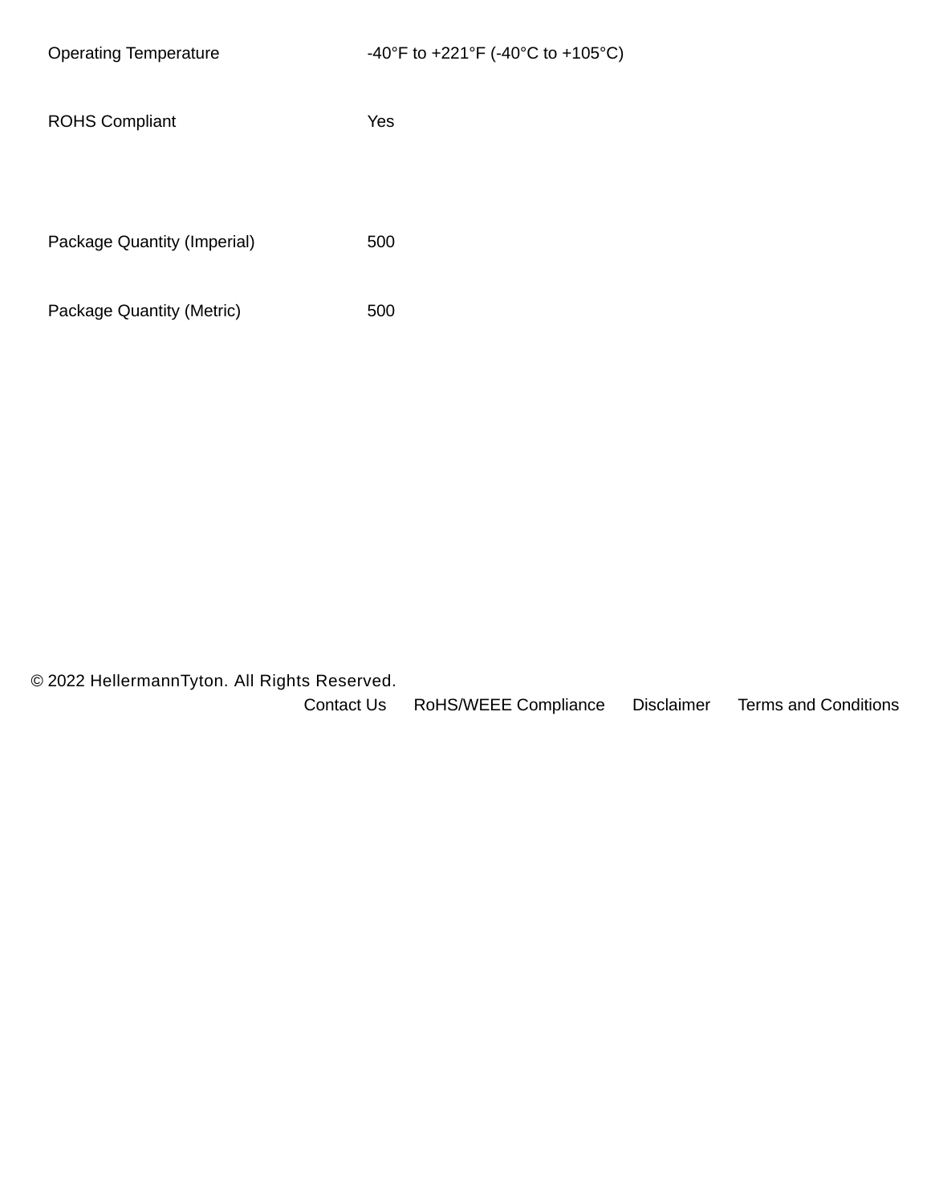| | |
|---|---|
| Operating Temperature | -40°F to +221°F (-40°C to +105°C) |
| ROHS Compliant | Yes |
| Package Quantity (Imperial) | 500 |
| Package Quantity (Metric) | 500 |

© 2022 HellermannTyton. All Rights Reserved.

Contact Us RoHS/WEEE Compliance Disclaimer Terms and Conditions